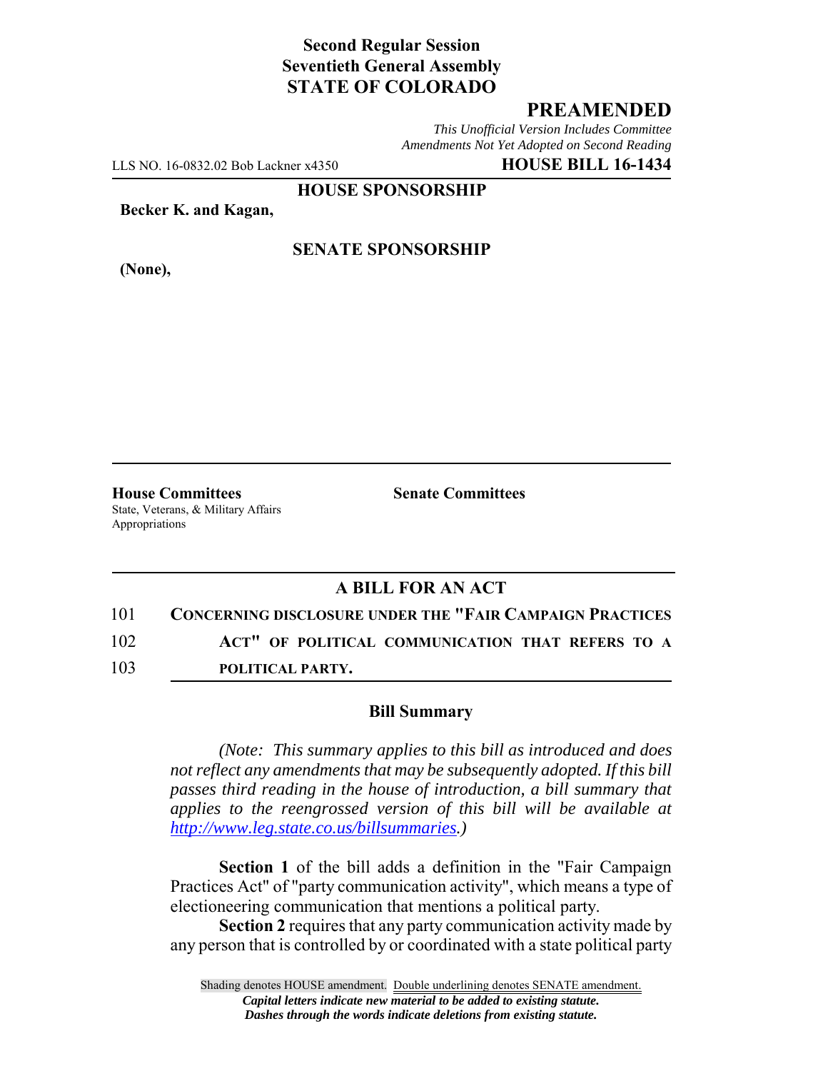**Second Regular Session**
**Seventieth General Assembly**
**STATE OF COLORADO**

# PREAMENDED

*This Unofficial Version Includes Committee Amendments Not Yet Adopted on Second Reading*

LLS NO. 16-0832.02 Bob Lackner x4350 **HOUSE BILL 16-1434**

**HOUSE SPONSORSHIP**

**Becker K. and Kagan,**

**SENATE SPONSORSHIP**

**(None),**

**House Committees**
State, Veterans, & Military Affairs
Appropriations

**Senate Committees**

## A BILL FOR AN ACT

101 **CONCERNING DISCLOSURE UNDER THE "FAIR CAMPAIGN PRACTICES**
102 **ACT" OF POLITICAL COMMUNICATION THAT REFERS TO A**
103 **POLITICAL PARTY.**

### Bill Summary

*(Note: This summary applies to this bill as introduced and does not reflect any amendments that may be subsequently adopted. If this bill passes third reading in the house of introduction, a bill summary that applies to the reengrossed version of this bill will be available at http://www.leg.state.co.us/billsummaries.)*

**Section 1** of the bill adds a definition in the "Fair Campaign Practices Act" of "party communication activity", which means a type of electioneering communication that mentions a political party.

**Section 2** requires that any party communication activity made by any person that is controlled by or coordinated with a state political party

Shading denotes HOUSE amendment. Double underlining denotes SENATE amendment.
*Capital letters indicate new material to be added to existing statute.*
*Dashes through the words indicate deletions from existing statute.*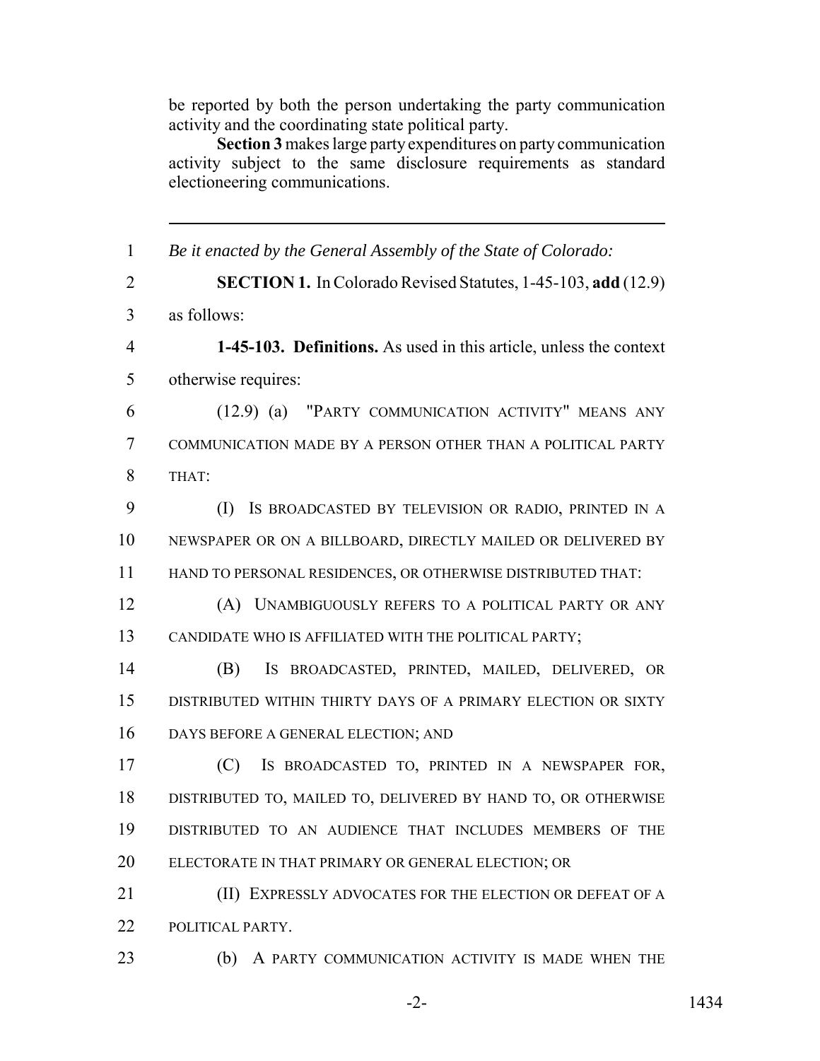be reported by both the person undertaking the party communication activity and the coordinating state political party.

**Section 3** makes large party expenditures on party communication activity subject to the same disclosure requirements as standard electioneering communications.

---

*Be it enacted by the General Assembly of the State of Colorado:*

**SECTION 1.** In Colorado Revised Statutes, 1-45-103, **add** (12.9) as follows:

**1-45-103. Definitions.** As used in this article, unless the context otherwise requires:

(12.9) (a) "PARTY COMMUNICATION ACTIVITY" MEANS ANY COMMUNICATION MADE BY A PERSON OTHER THAN A POLITICAL PARTY THAT:

(I) IS BROADCASTED BY TELEVISION OR RADIO, PRINTED IN A NEWSPAPER OR ON A BILLBOARD, DIRECTLY MAILED OR DELIVERED BY HAND TO PERSONAL RESIDENCES, OR OTHERWISE DISTRIBUTED THAT:

(A) UNAMBIGUOUSLY REFERS TO A POLITICAL PARTY OR ANY CANDIDATE WHO IS AFFILIATED WITH THE POLITICAL PARTY;

(B) IS BROADCASTED, PRINTED, MAILED, DELIVERED, OR DISTRIBUTED WITHIN THIRTY DAYS OF A PRIMARY ELECTION OR SIXTY DAYS BEFORE A GENERAL ELECTION; AND

(C) IS BROADCASTED TO, PRINTED IN A NEWSPAPER FOR, DISTRIBUTED TO, MAILED TO, DELIVERED BY HAND TO, OR OTHERWISE DISTRIBUTED TO AN AUDIENCE THAT INCLUDES MEMBERS OF THE ELECTORATE IN THAT PRIMARY OR GENERAL ELECTION; OR

(II) EXPRESSLY ADVOCATES FOR THE ELECTION OR DEFEAT OF A POLITICAL PARTY.

(b) A PARTY COMMUNICATION ACTIVITY IS MADE WHEN THE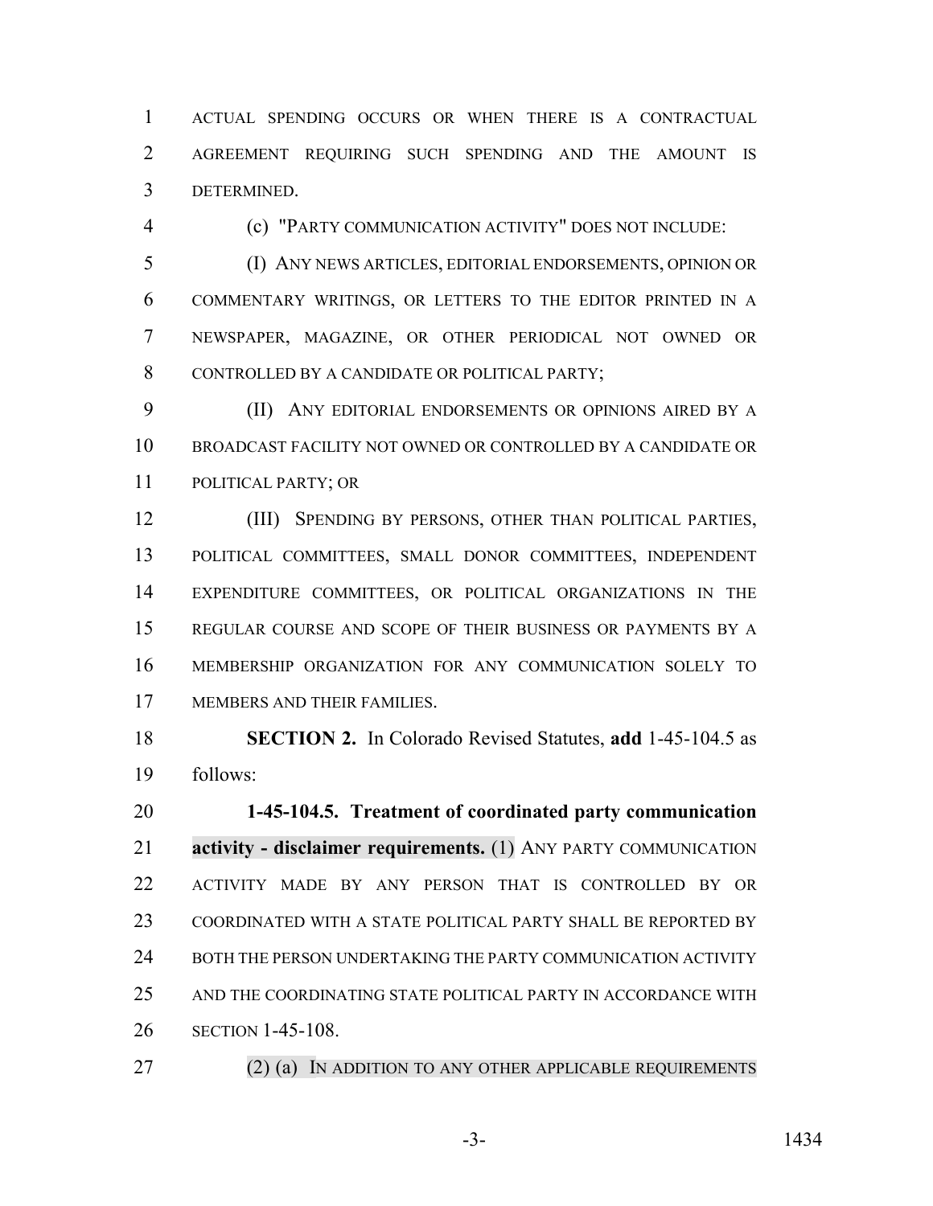ACTUAL SPENDING OCCURS OR WHEN THERE IS A CONTRACTUAL AGREEMENT REQUIRING SUCH SPENDING AND THE AMOUNT IS DETERMINED.

(c) "PARTY COMMUNICATION ACTIVITY" DOES NOT INCLUDE:

(I) ANY NEWS ARTICLES, EDITORIAL ENDORSEMENTS, OPINION OR COMMENTARY WRITINGS, OR LETTERS TO THE EDITOR PRINTED IN A NEWSPAPER, MAGAZINE, OR OTHER PERIODICAL NOT OWNED OR CONTROLLED BY A CANDIDATE OR POLITICAL PARTY;

(II) ANY EDITORIAL ENDORSEMENTS OR OPINIONS AIRED BY A BROADCAST FACILITY NOT OWNED OR CONTROLLED BY A CANDIDATE OR POLITICAL PARTY; OR

(III) SPENDING BY PERSONS, OTHER THAN POLITICAL PARTIES, POLITICAL COMMITTEES, SMALL DONOR COMMITTEES, INDEPENDENT EXPENDITURE COMMITTEES, OR POLITICAL ORGANIZATIONS IN THE REGULAR COURSE AND SCOPE OF THEIR BUSINESS OR PAYMENTS BY A MEMBERSHIP ORGANIZATION FOR ANY COMMUNICATION SOLELY TO MEMBERS AND THEIR FAMILIES.

**SECTION 2.** In Colorado Revised Statutes, **add** 1-45-104.5 as follows:

**1-45-104.5. Treatment of coordinated party communication activity - disclaimer requirements.** (1) ANY PARTY COMMUNICATION ACTIVITY MADE BY ANY PERSON THAT IS CONTROLLED BY OR COORDINATED WITH A STATE POLITICAL PARTY SHALL BE REPORTED BY BOTH THE PERSON UNDERTAKING THE PARTY COMMUNICATION ACTIVITY AND THE COORDINATING STATE POLITICAL PARTY IN ACCORDANCE WITH SECTION 1-45-108.

(2) (a) IN ADDITION TO ANY OTHER APPLICABLE REQUIREMENTS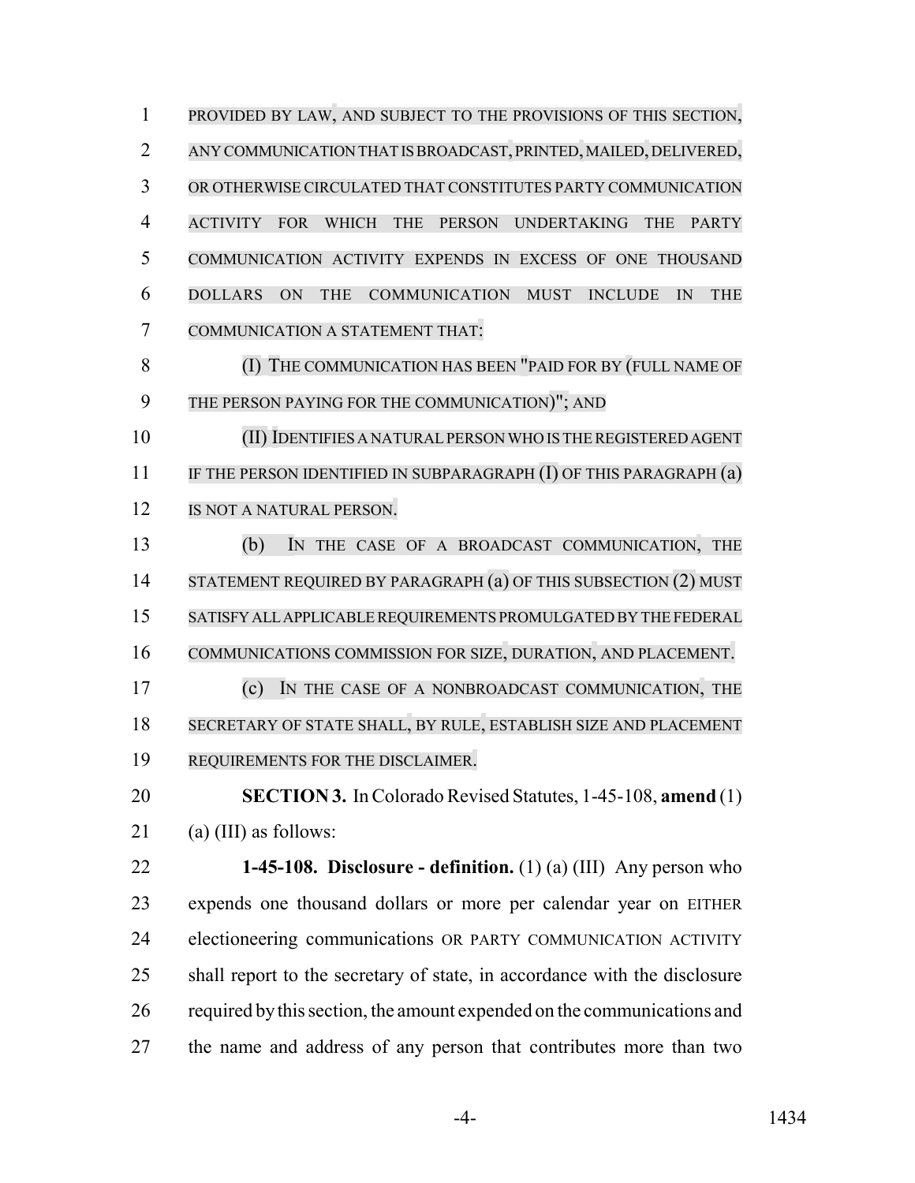PROVIDED BY LAW, AND SUBJECT TO THE PROVISIONS OF THIS SECTION, ANY COMMUNICATION THAT IS BROADCAST, PRINTED, MAILED, DELIVERED, OR OTHERWISE CIRCULATED THAT CONSTITUTES PARTY COMMUNICATION ACTIVITY FOR WHICH THE PERSON UNDERTAKING THE PARTY COMMUNICATION ACTIVITY EXPENDS IN EXCESS OF ONE THOUSAND DOLLARS ON THE COMMUNICATION MUST INCLUDE IN THE COMMUNICATION A STATEMENT THAT:

(I) THE COMMUNICATION HAS BEEN "PAID FOR BY (FULL NAME OF THE PERSON PAYING FOR THE COMMUNICATION)"; AND

(II) IDENTIFIES A NATURAL PERSON WHO IS THE REGISTERED AGENT IF THE PERSON IDENTIFIED IN SUBPARAGRAPH (I) OF THIS PARAGRAPH (a) IS NOT A NATURAL PERSON.

(b) IN THE CASE OF A BROADCAST COMMUNICATION, THE STATEMENT REQUIRED BY PARAGRAPH (a) OF THIS SUBSECTION (2) MUST SATISFY ALL APPLICABLE REQUIREMENTS PROMULGATED BY THE FEDERAL COMMUNICATIONS COMMISSION FOR SIZE, DURATION, AND PLACEMENT.

(c) IN THE CASE OF A NONBROADCAST COMMUNICATION, THE SECRETARY OF STATE SHALL, BY RULE, ESTABLISH SIZE AND PLACEMENT REQUIREMENTS FOR THE DISCLAIMER.

**SECTION 3.** In Colorado Revised Statutes, 1-45-108, **amend** (1) (a) (III) as follows:

**1-45-108. Disclosure - definition.** (1) (a) (III) Any person who expends one thousand dollars or more per calendar year on EITHER electioneering communications OR PARTY COMMUNICATION ACTIVITY shall report to the secretary of state, in accordance with the disclosure required by this section, the amount expended on the communications and the name and address of any person that contributes more than two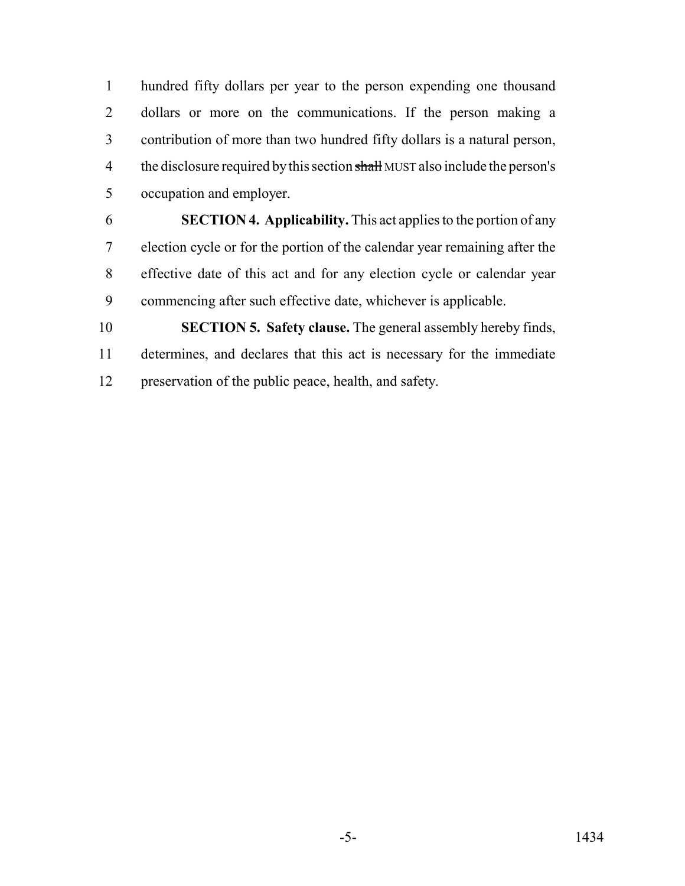hundred fifty dollars per year to the person expending one thousand dollars or more on the communications. If the person making a contribution of more than two hundred fifty dollars is a natural person, the disclosure required by this section ~~shall~~ MUST also include the person's occupation and employer.

**SECTION 4. Applicability.** This act applies to the portion of any election cycle or for the portion of the calendar year remaining after the effective date of this act and for any election cycle or calendar year commencing after such effective date, whichever is applicable.

**SECTION 5. Safety clause.** The general assembly hereby finds, determines, and declares that this act is necessary for the immediate preservation of the public peace, health, and safety.